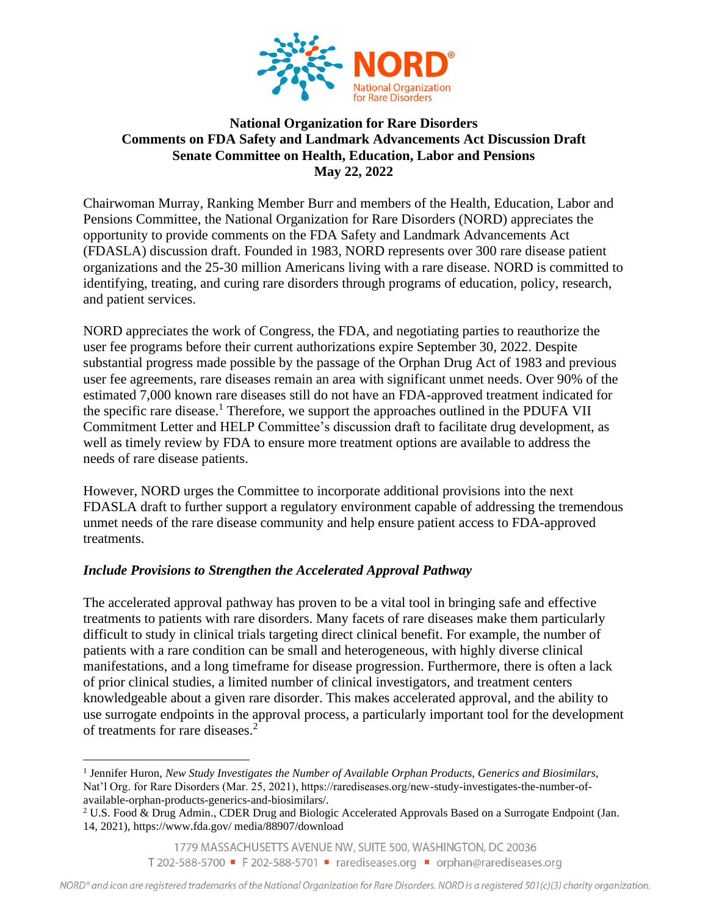**National Organization for Rare Disorders**
**Comments on FDA Safety and Landmark Advancements Act Discussion Draft**
**Senate Committee on Health, Education, Labor and Pensions**
**May 22, 2022**

Chairwoman Murray, Ranking Member Burr and members of the Health, Education, Labor and Pensions Committee, the National Organization for Rare Disorders (NORD) appreciates the opportunity to provide comments on the FDA Safety and Landmark Advancements Act (FDASLA) discussion draft. Founded in 1983, NORD represents over 300 rare disease patient organizations and the 25-30 million Americans living with a rare disease. NORD is committed to identifying, treating, and curing rare disorders through programs of education, policy, research, and patient services.

NORD appreciates the work of Congress, the FDA, and negotiating parties to reauthorize the user fee programs before their current authorizations expire September 30, 2022. Despite substantial progress made possible by the passage of the Orphan Drug Act of 1983 and previous user fee agreements, rare diseases remain an area with significant unmet needs. Over 90% of the estimated 7,000 known rare diseases still do not have an FDA-approved treatment indicated for the specific rare disease.[1] Therefore, we support the approaches outlined in the PDUFA VII Commitment Letter and HELP Committee's discussion draft to facilitate drug development, as well as timely review by FDA to ensure more treatment options are available to address the needs of rare disease patients.

However, NORD urges the Committee to incorporate additional provisions into the next FDASLA draft to further support a regulatory environment capable of addressing the tremendous unmet needs of the rare disease community and help ensure patient access to FDA-approved treatments.

***Include Provisions to Strengthen the Accelerated Approval Pathway***

The accelerated approval pathway has proven to be a vital tool in bringing safe and effective treatments to patients with rare disorders. Many facets of rare diseases make them particularly difficult to study in clinical trials targeting direct clinical benefit. For example, the number of patients with a rare condition can be small and heterogeneous, with highly diverse clinical manifestations, and a long timeframe for disease progression. Furthermore, there is often a lack of prior clinical studies, a limited number of clinical investigators, and treatment centers knowledgeable about a given rare disorder. This makes accelerated approval, and the ability to use surrogate endpoints in the approval process, a particularly important tool for the development of treatments for rare diseases.[2]

---

[1] Jennifer Huron, *New Study Investigates the Number of Available Orphan Products, Generics and Biosimilars*, Nat'l Org. for Rare Disorders (Mar. 25, 2021), https://rarediseases.org/new-study-investigates-the-number-of-available-orphan-products-generics-and-biosimilars/.

[2] U.S. Food & Drug Admin., CDER Drug and Biologic Accelerated Approvals Based on a Surrogate Endpoint (Jan. 14, 2021), https://www.fda.gov/ media/88907/download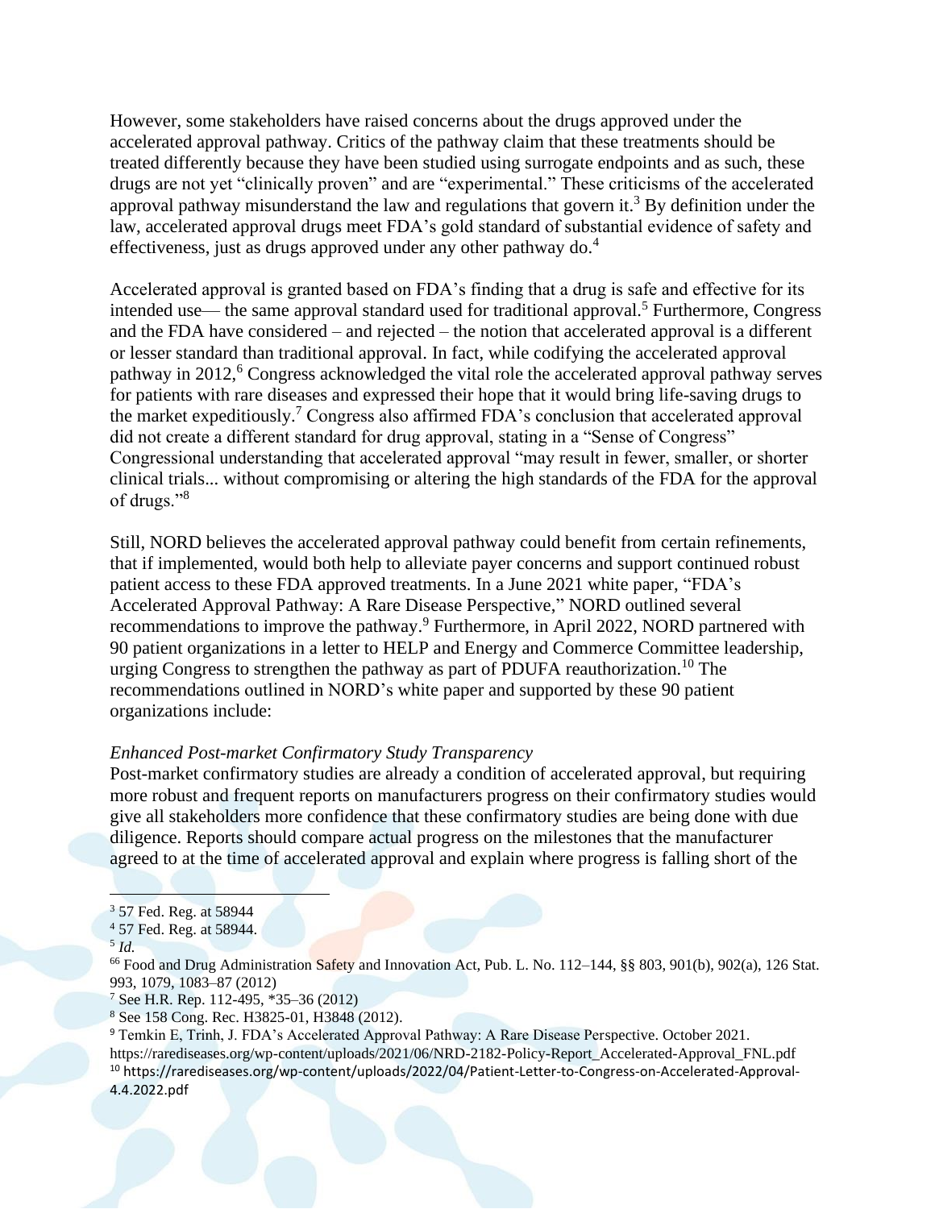However, some stakeholders have raised concerns about the drugs approved under the accelerated approval pathway. Critics of the pathway claim that these treatments should be treated differently because they have been studied using surrogate endpoints and as such, these drugs are not yet "clinically proven" and are "experimental." These criticisms of the accelerated approval pathway misunderstand the law and regulations that govern it.[3] By definition under the law, accelerated approval drugs meet FDA's gold standard of substantial evidence of safety and effectiveness, just as drugs approved under any other pathway do.[4]

Accelerated approval is granted based on FDA's finding that a drug is safe and effective for its intended use— the same approval standard used for traditional approval.[5] Furthermore, Congress and the FDA have considered – and rejected – the notion that accelerated approval is a different or lesser standard than traditional approval. In fact, while codifying the accelerated approval pathway in 2012,[6] Congress acknowledged the vital role the accelerated approval pathway serves for patients with rare diseases and expressed their hope that it would bring life-saving drugs to the market expeditiously.[7] Congress also affirmed FDA's conclusion that accelerated approval did not create a different standard for drug approval, stating in a "Sense of Congress" Congressional understanding that accelerated approval "may result in fewer, smaller, or shorter clinical trials... without compromising or altering the high standards of the FDA for the approval of drugs."[8]

Still, NORD believes the accelerated approval pathway could benefit from certain refinements, that if implemented, would both help to alleviate payer concerns and support continued robust patient access to these FDA approved treatments. In a June 2021 white paper, "FDA's Accelerated Approval Pathway: A Rare Disease Perspective," NORD outlined several recommendations to improve the pathway.[9] Furthermore, in April 2022, NORD partnered with 90 patient organizations in a letter to HELP and Energy and Commerce Committee leadership, urging Congress to strengthen the pathway as part of PDUFA reauthorization.[10] The recommendations outlined in NORD's white paper and supported by these 90 patient organizations include:

*Enhanced Post-market Confirmatory Study Transparency*

Post-market confirmatory studies are already a condition of accelerated approval, but requiring more robust and frequent reports on manufacturers progress on their confirmatory studies would give all stakeholders more confidence that these confirmatory studies are being done with due diligence. Reports should compare actual progress on the milestones that the manufacturer agreed to at the time of accelerated approval and explain where progress is falling short of the

---

[3] 57 Fed. Reg. at 58944

[4] 57 Fed. Reg. at 58944.

[5] *Id.*

[66] Food and Drug Administration Safety and Innovation Act, Pub. L. No. 112–144, §§ 803, 901(b), 902(a), 126 Stat. 993, 1079, 1083–87 (2012)

[7] See H.R. Rep. 112-495, *35–36 (2012)

[8] See 158 Cong. Rec. H3825-01, H3848 (2012).

[9] Temkin E, Trinh, J. FDA's Accelerated Approval Pathway: A Rare Disease Perspective. October 2021. https://rarediseases.org/wp-content/uploads/2021/06/NRD-2182-Policy-Report_Accelerated-Approval_FNL.pdf

[10] https://rarediseases.org/wp-content/uploads/2022/04/Patient-Letter-to-Congress-on-Accelerated-Approval-4.4.2022.pdf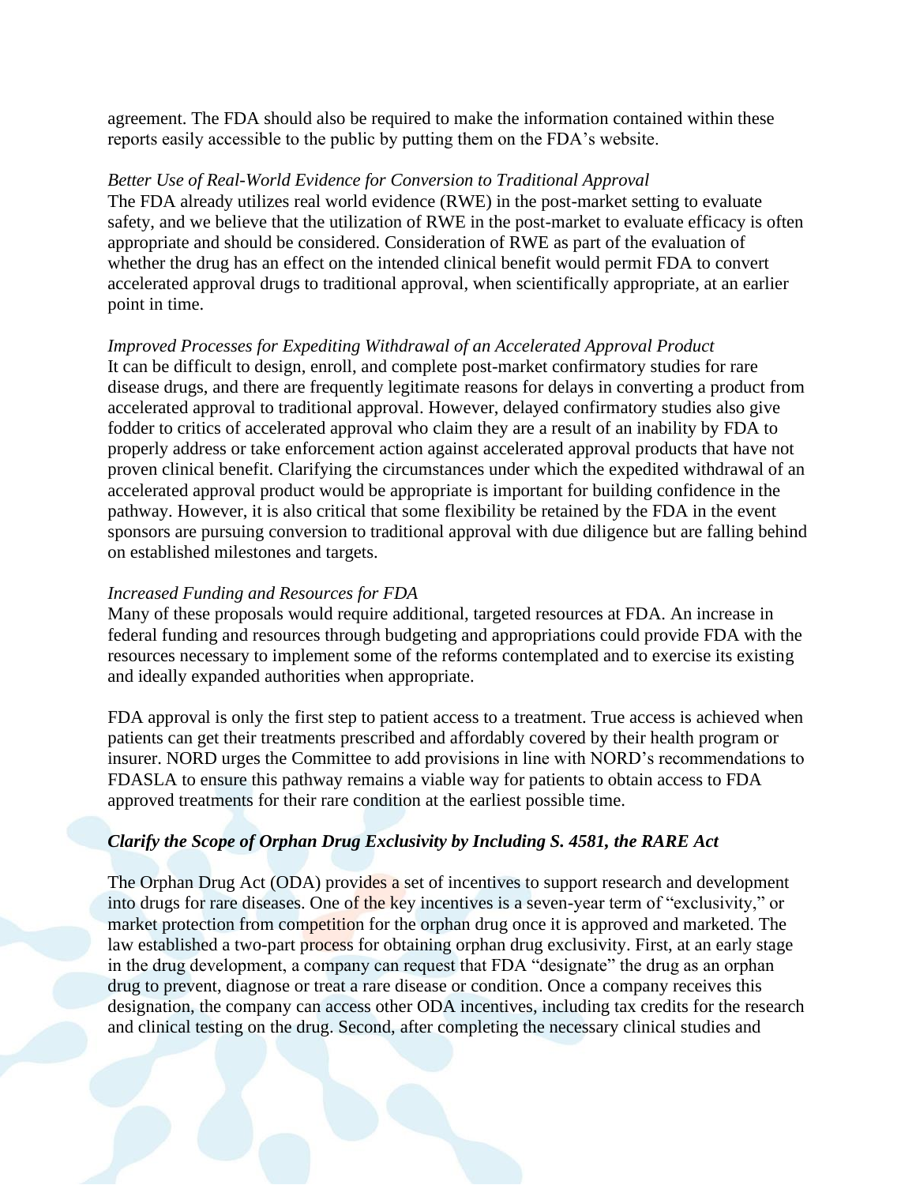agreement. The FDA should also be required to make the information contained within these reports easily accessible to the public by putting them on the FDA's website.

*Better Use of Real-World Evidence for Conversion to Traditional Approval*

The FDA already utilizes real world evidence (RWE) in the post-market setting to evaluate safety, and we believe that the utilization of RWE in the post-market to evaluate efficacy is often appropriate and should be considered. Consideration of RWE as part of the evaluation of whether the drug has an effect on the intended clinical benefit would permit FDA to convert accelerated approval drugs to traditional approval, when scientifically appropriate, at an earlier point in time.

*Improved Processes for Expediting Withdrawal of an Accelerated Approval Product*

It can be difficult to design, enroll, and complete post-market confirmatory studies for rare disease drugs, and there are frequently legitimate reasons for delays in converting a product from accelerated approval to traditional approval. However, delayed confirmatory studies also give fodder to critics of accelerated approval who claim they are a result of an inability by FDA to properly address or take enforcement action against accelerated approval products that have not proven clinical benefit. Clarifying the circumstances under which the expedited withdrawal of an accelerated approval product would be appropriate is important for building confidence in the pathway. However, it is also critical that some flexibility be retained by the FDA in the event sponsors are pursuing conversion to traditional approval with due diligence but are falling behind on established milestones and targets.

*Increased Funding and Resources for FDA*

Many of these proposals would require additional, targeted resources at FDA. An increase in federal funding and resources through budgeting and appropriations could provide FDA with the resources necessary to implement some of the reforms contemplated and to exercise its existing and ideally expanded authorities when appropriate.

FDA approval is only the first step to patient access to a treatment. True access is achieved when patients can get their treatments prescribed and affordably covered by their health program or insurer. NORD urges the Committee to add provisions in line with NORD's recommendations to FDASLA to ensure this pathway remains a viable way for patients to obtain access to FDA approved treatments for their rare condition at the earliest possible time.

***Clarify the Scope of Orphan Drug Exclusivity by Including S. 4581, the RARE Act***

The Orphan Drug Act (ODA) provides a set of incentives to support research and development into drugs for rare diseases. One of the key incentives is a seven-year term of "exclusivity," or market protection from competition for the orphan drug once it is approved and marketed. The law established a two-part process for obtaining orphan drug exclusivity. First, at an early stage in the drug development, a company can request that FDA "designate" the drug as an orphan drug to prevent, diagnose or treat a rare disease or condition. Once a company receives this designation, the company can access other ODA incentives, including tax credits for the research and clinical testing on the drug. Second, after completing the necessary clinical studies and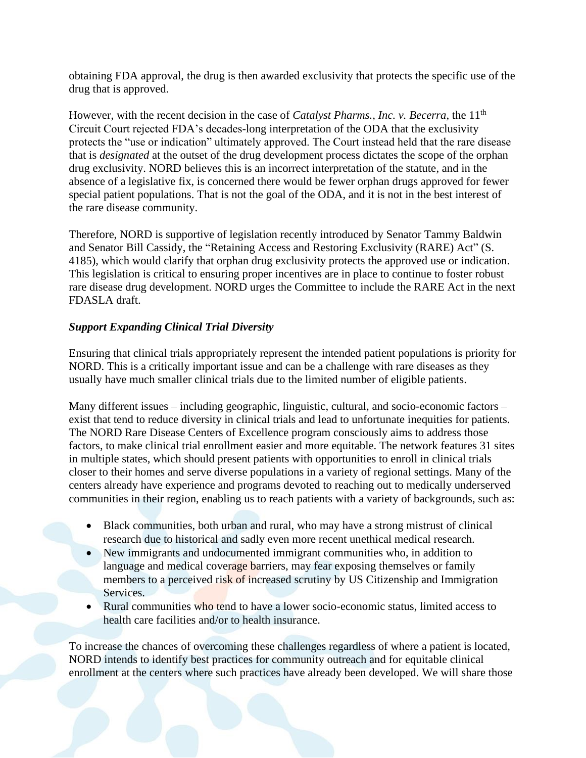obtaining FDA approval, the drug is then awarded exclusivity that protects the specific use of the drug that is approved.

However, with the recent decision in the case of *Catalyst Pharms., Inc. v. Becerra*, the 11th Circuit Court rejected FDA's decades-long interpretation of the ODA that the exclusivity protects the "use or indication" ultimately approved. The Court instead held that the rare disease that is *designated* at the outset of the drug development process dictates the scope of the orphan drug exclusivity. NORD believes this is an incorrect interpretation of the statute, and in the absence of a legislative fix, is concerned there would be fewer orphan drugs approved for fewer special patient populations. That is not the goal of the ODA, and it is not in the best interest of the rare disease community.

Therefore, NORD is supportive of legislation recently introduced by Senator Tammy Baldwin and Senator Bill Cassidy, the "Retaining Access and Restoring Exclusivity (RARE) Act" (S. 4185), which would clarify that orphan drug exclusivity protects the approved use or indication. This legislation is critical to ensuring proper incentives are in place to continue to foster robust rare disease drug development. NORD urges the Committee to include the RARE Act in the next FDASLA draft.

***Support Expanding Clinical Trial Diversity***

Ensuring that clinical trials appropriately represent the intended patient populations is priority for NORD. This is a critically important issue and can be a challenge with rare diseases as they usually have much smaller clinical trials due to the limited number of eligible patients.

Many different issues – including geographic, linguistic, cultural, and socio-economic factors – exist that tend to reduce diversity in clinical trials and lead to unfortunate inequities for patients. The NORD Rare Disease Centers of Excellence program consciously aims to address those factors, to make clinical trial enrollment easier and more equitable. The network features 31 sites in multiple states, which should present patients with opportunities to enroll in clinical trials closer to their homes and serve diverse populations in a variety of regional settings. Many of the centers already have experience and programs devoted to reaching out to medically underserved communities in their region, enabling us to reach patients with a variety of backgrounds, such as:

- Black communities, both urban and rural, who may have a strong mistrust of clinical research due to historical and sadly even more recent unethical medical research.
- New immigrants and undocumented immigrant communities who, in addition to language and medical coverage barriers, may fear exposing themselves or family members to a perceived risk of increased scrutiny by US Citizenship and Immigration Services.
- Rural communities who tend to have a lower socio-economic status, limited access to health care facilities and/or to health insurance.

To increase the chances of overcoming these challenges regardless of where a patient is located, NORD intends to identify best practices for community outreach and for equitable clinical enrollment at the centers where such practices have already been developed. We will share those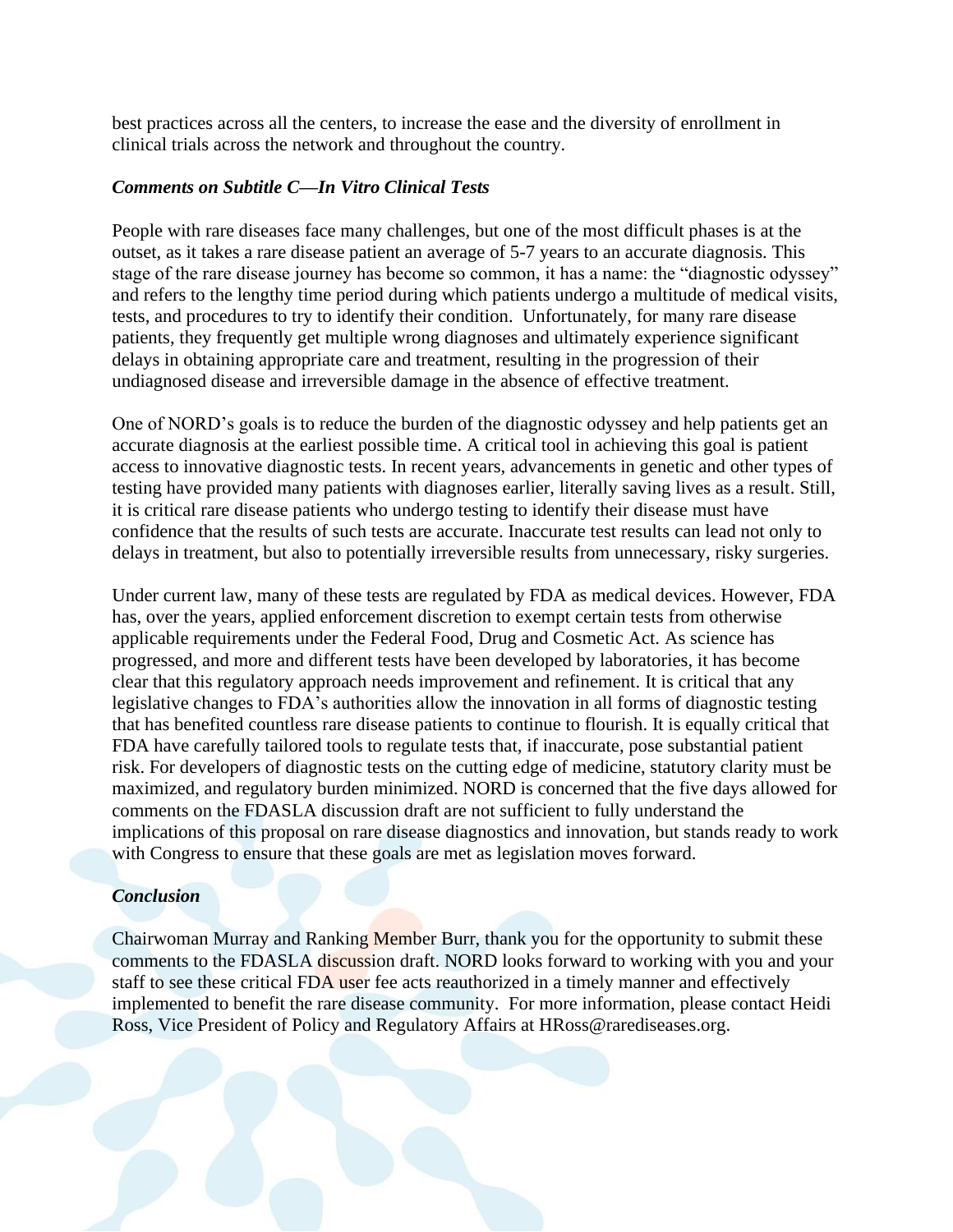best practices across all the centers, to increase the ease and the diversity of enrollment in clinical trials across the network and throughout the country.

***Comments on Subtitle C—In Vitro Clinical Tests***

People with rare diseases face many challenges, but one of the most difficult phases is at the outset, as it takes a rare disease patient an average of 5-7 years to an accurate diagnosis. This stage of the rare disease journey has become so common, it has a name: the "diagnostic odyssey" and refers to the lengthy time period during which patients undergo a multitude of medical visits, tests, and procedures to try to identify their condition. Unfortunately, for many rare disease patients, they frequently get multiple wrong diagnoses and ultimately experience significant delays in obtaining appropriate care and treatment, resulting in the progression of their undiagnosed disease and irreversible damage in the absence of effective treatment.

One of NORD's goals is to reduce the burden of the diagnostic odyssey and help patients get an accurate diagnosis at the earliest possible time. A critical tool in achieving this goal is patient access to innovative diagnostic tests. In recent years, advancements in genetic and other types of testing have provided many patients with diagnoses earlier, literally saving lives as a result. Still, it is critical rare disease patients who undergo testing to identify their disease must have confidence that the results of such tests are accurate. Inaccurate test results can lead not only to delays in treatment, but also to potentially irreversible results from unnecessary, risky surgeries.

Under current law, many of these tests are regulated by FDA as medical devices. However, FDA has, over the years, applied enforcement discretion to exempt certain tests from otherwise applicable requirements under the Federal Food, Drug and Cosmetic Act. As science has progressed, and more and different tests have been developed by laboratories, it has become clear that this regulatory approach needs improvement and refinement. It is critical that any legislative changes to FDA's authorities allow the innovation in all forms of diagnostic testing that has benefited countless rare disease patients to continue to flourish. It is equally critical that FDA have carefully tailored tools to regulate tests that, if inaccurate, pose substantial patient risk. For developers of diagnostic tests on the cutting edge of medicine, statutory clarity must be maximized, and regulatory burden minimized. NORD is concerned that the five days allowed for comments on the FDASLA discussion draft are not sufficient to fully understand the implications of this proposal on rare disease diagnostics and innovation, but stands ready to work with Congress to ensure that these goals are met as legislation moves forward.

***Conclusion***

Chairwoman Murray and Ranking Member Burr, thank you for the opportunity to submit these comments to the FDASLA discussion draft. NORD looks forward to working with you and your staff to see these critical FDA user fee acts reauthorized in a timely manner and effectively implemented to benefit the rare disease community. For more information, please contact Heidi Ross, Vice President of Policy and Regulatory Affairs at HRoss@rarediseases.org.